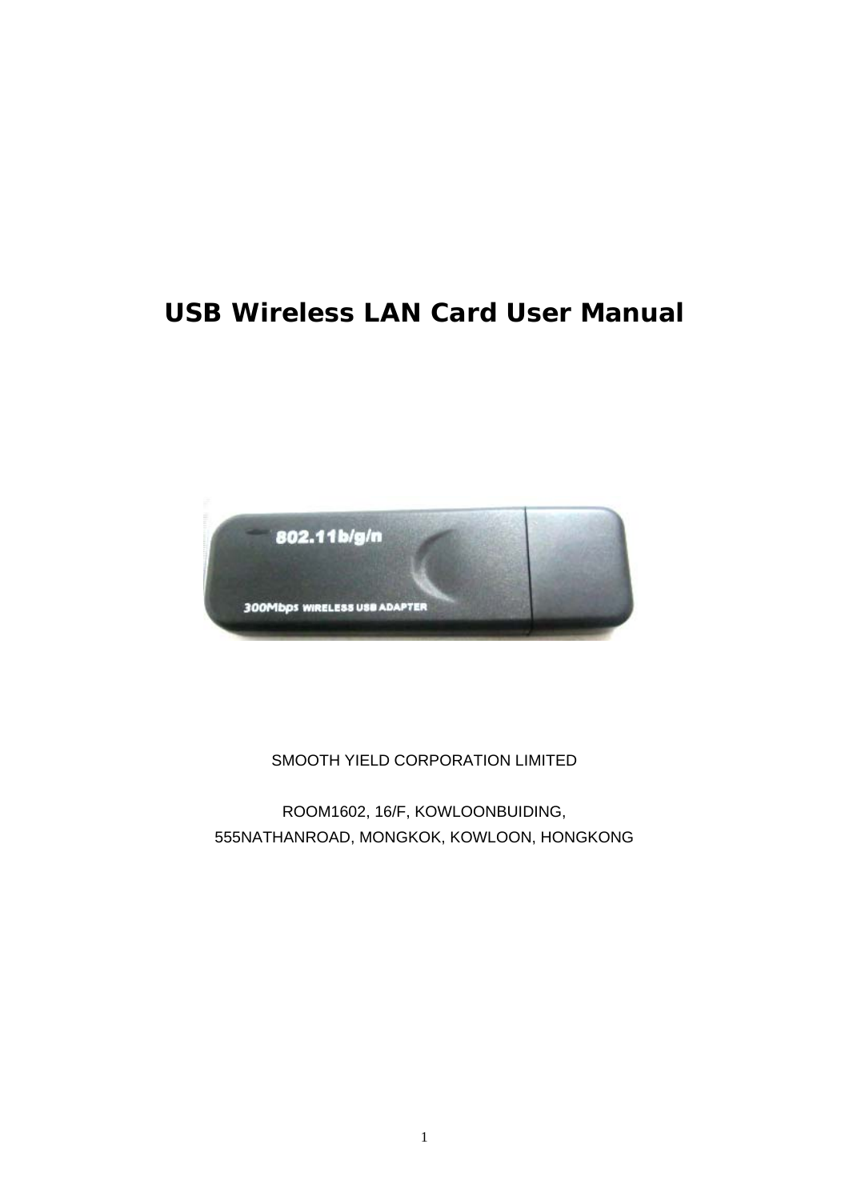# USB Wireless LAN Card User Manual

SMOOTH YIELD CORPORATION LIMITED

ROOM1602, 16/F, KOWLOONBUIDING,
555NATHANROAD, MONGKOK, KOWLOON, HONGKONG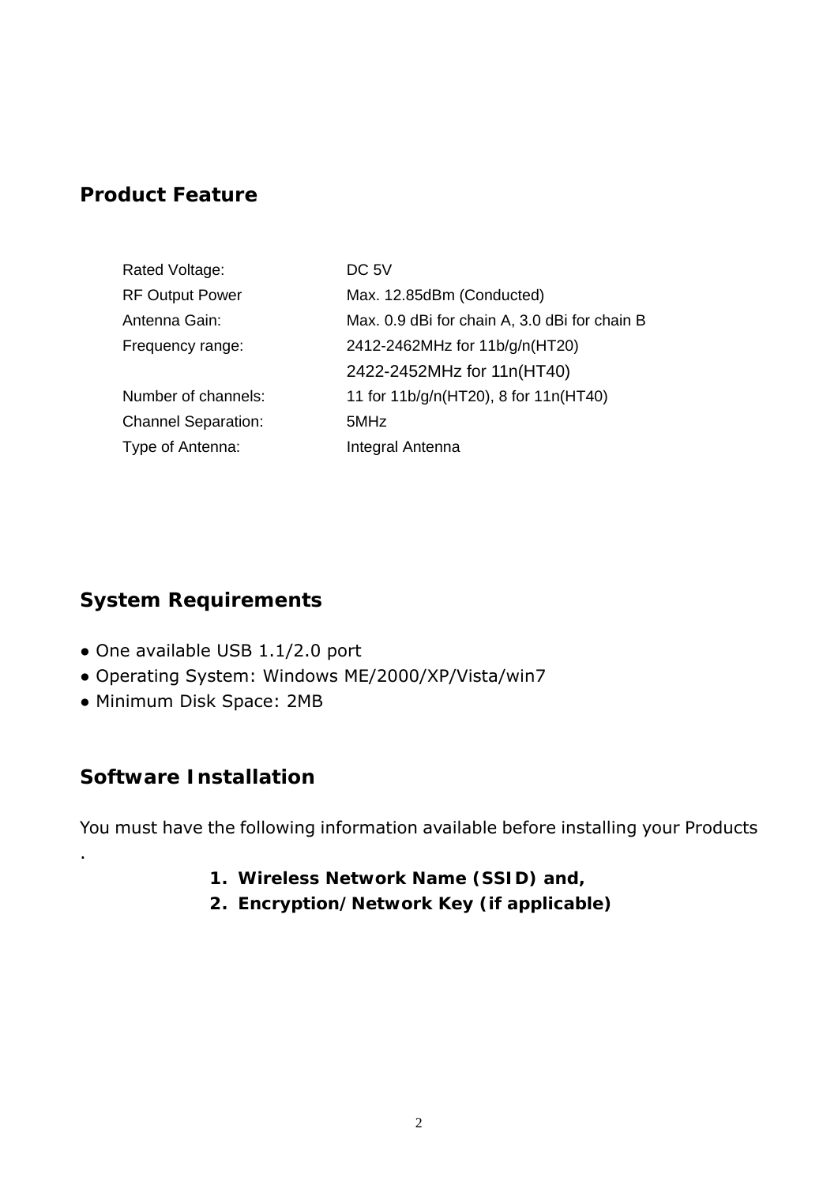## Product Feature

| | |
|---|---|
| Rated Voltage: | DC 5V |
| RF Output Power | Max. 12.85dBm (Conducted) |
| Antenna Gain: | Max. 0.9 dBi for chain A, 3.0 dBi for chain B |
| Frequency range: | 2412-2462MHz for 11b/g/n(HT20)<br>2422-2452MHz for 11n(HT40) |
| Number of channels: | 11 for 11b/g/n(HT20), 8 for 11n(HT40) |
| Channel Separation: | 5MHz |
| Type of Antenna: | Integral Antenna |

## System Requirements

- One available USB 1.1/2.0 port
- Operating System: Windows ME/2000/XP/Vista/win7
- Minimum Disk Space: 2MB

## Software Installation

You must have the following information available before installing your Products .

1. **Wireless Network Name (SSID) and,**
2. **Encryption/Network Key (if applicable)**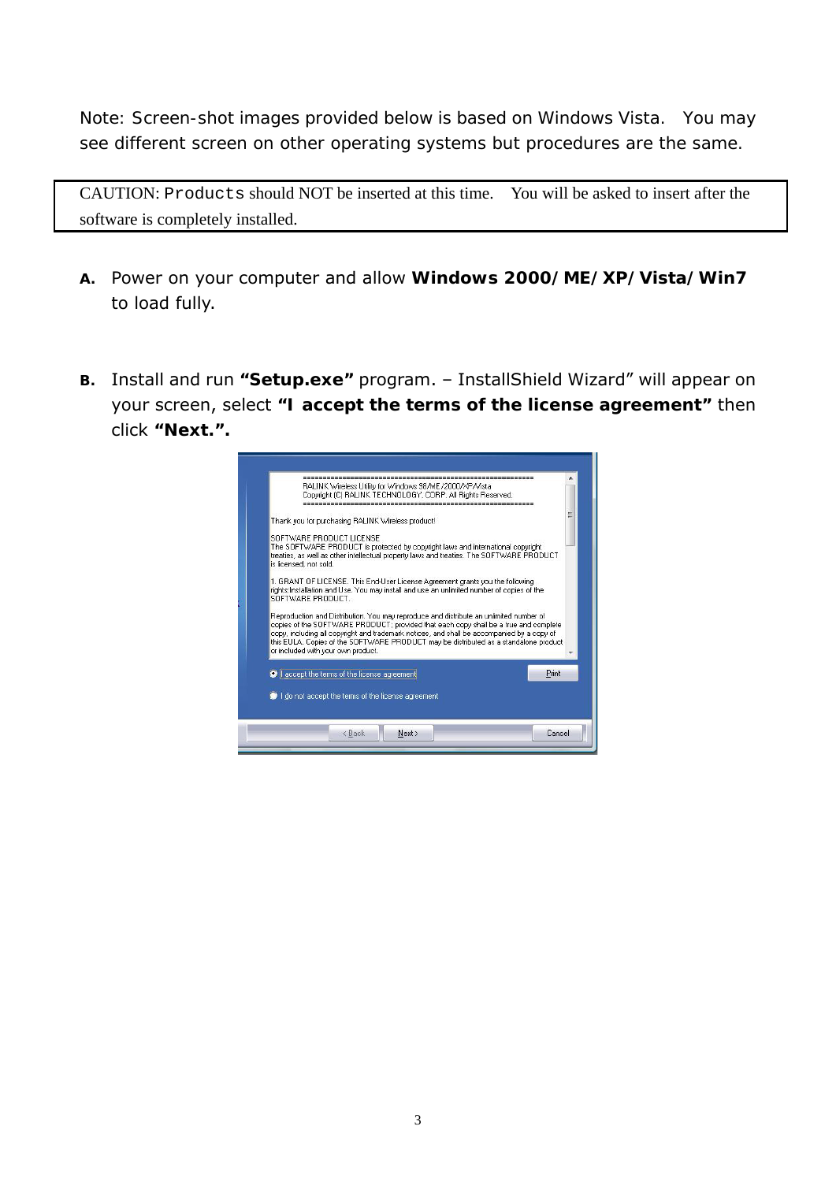Note: Screen-shot images provided below is based on Windows Vista.   You may see different screen on other operating systems but procedures are the same.

| CAUTION: Products should NOT be inserted at this time.   You will be asked to insert after the software is completely installed. |
|---|

**A.** Power on your computer and allow **Windows 2000/ME/XP/Vista/Win7** to load fully.

**B.** Install and run **"Setup.exe"** program. – InstallShield Wizard" will appear on your screen, select **"I accept the terms of the license agreement"** then click **"Next."**.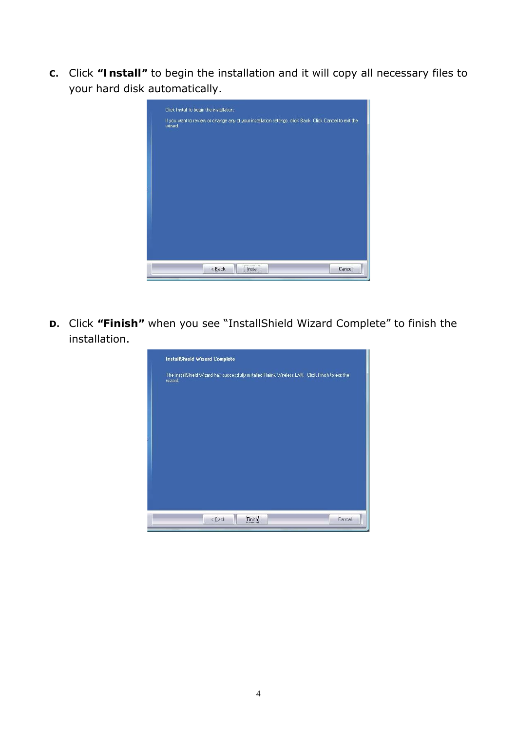**C.** Click **"Install"** to begin the installation and it will copy all necessary files to your hard disk automatically.

Click Install to begin the installation.

If you want to review or change any of your installation settings, click Back. Click Cancel to exit the wizard.

< Back | Install | Cancel

**D.** Click **"Finish"** when you see "InstallShield Wizard Complete" to finish the installation.

**InstallShield Wizard Complete**

The InstallShield Wizard has successfully installed Ralink Wireless LAN. Click Finish to exit the wizard.

< Back | Finish | Cancel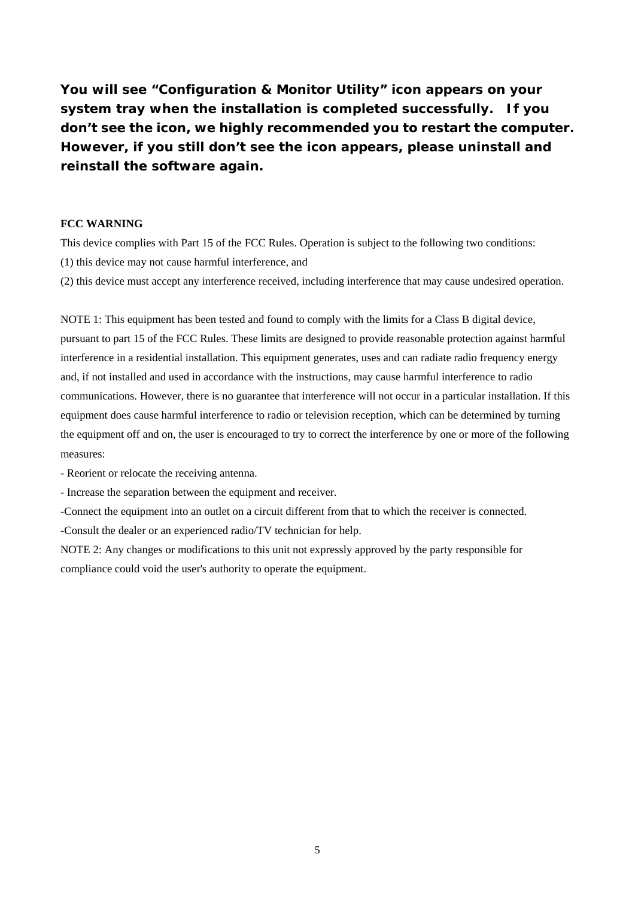**You will see “Configuration & Monitor Utility” icon appears on your system tray when the installation is completed successfully. If you don’t see the icon, we highly recommended you to restart the computer. However, if you still don’t see the icon appears, please uninstall and reinstall the software again.**

**FCC WARNING**

This device complies with Part 15 of the FCC Rules. Operation is subject to the following two conditions:

(1) this device may not cause harmful interference, and

(2) this device must accept any interference received, including interference that may cause undesired operation.

NOTE 1: This equipment has been tested and found to comply with the limits for a Class B digital device, pursuant to part 15 of the FCC Rules. These limits are designed to provide reasonable protection against harmful interference in a residential installation. This equipment generates, uses and can radiate radio frequency energy and, if not installed and used in accordance with the instructions, may cause harmful interference to radio communications. However, there is no guarantee that interference will not occur in a particular installation. If this equipment does cause harmful interference to radio or television reception, which can be determined by turning the equipment off and on, the user is encouraged to try to correct the interference by one or more of the following measures:

- Reorient or relocate the receiving antenna.
- Increase the separation between the equipment and receiver.
- Connect the equipment into an outlet on a circuit different from that to which the receiver is connected.
- Consult the dealer or an experienced radio/TV technician for help.

NOTE 2: Any changes or modifications to this unit not expressly approved by the party responsible for compliance could void the user's authority to operate the equipment.